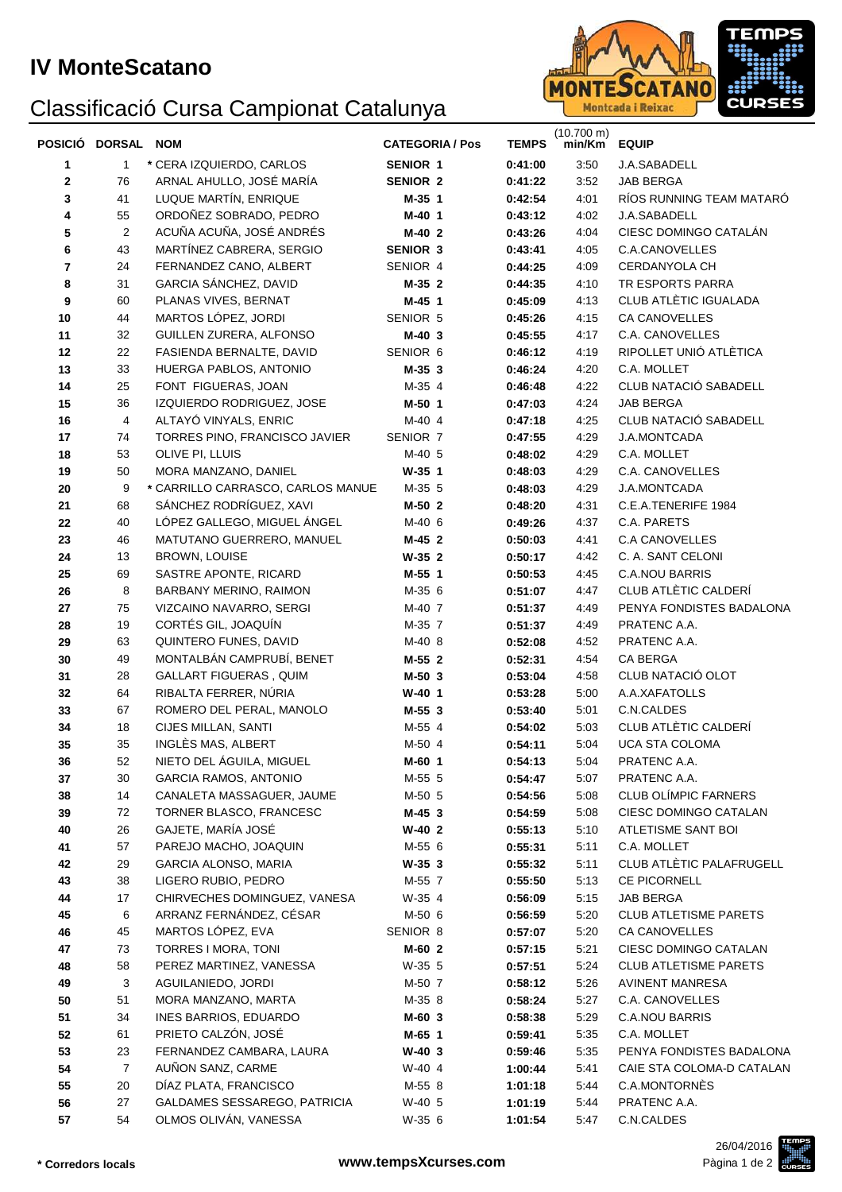# IV MonteScatano

## Classificació Cursa Campionat Catalunya

| POSICIÓ | DORSAL | NOM | CATEGORIA / Pos | TEMPS | (10.700 m) min/Km | EQUIP |
|---|---|---|---|---|---|---|
| 1 | 1 | * CERA IZQUIERDO, CARLOS | **SENIOR 1** | **0:41:00** | 3:50 | J.A.SABADELL |
| 2 | 76 | ARNAL AHULLO, JOSÉ MARÍA | **SENIOR 2** | **0:41:22** | 3:52 | JAB BERGA |
| 3 | 41 | LUQUE MARTÍN, ENRIQUE | **M-35 1** | **0:42:54** | 4:01 | RÍOS RUNNING TEAM MATARÓ |
| 4 | 55 | ORDOÑEZ SOBRADO, PEDRO | **M-40 1** | **0:43:12** | 4:02 | J.A.SABADELL |
| 5 | 2 | ACUÑA ACUÑA, JOSÉ ANDRÉS | **M-40 2** | **0:43:26** | 4:04 | CIESC DOMINGO CATALÁN |
| 6 | 43 | MARTÍNEZ CABRERA, SERGIO | **SENIOR 3** | **0:43:41** | 4:05 | C.A.CANOVELLES |
| 7 | 24 | FERNANDEZ CANO, ALBERT | SENIOR 4 | **0:44:25** | 4:09 | CERDANYOLA CH |
| 8 | 31 | GARCIA SÁNCHEZ, DAVID | **M-35 2** | **0:44:35** | 4:10 | TR ESPORTS PARRA |
| 9 | 60 | PLANAS VIVES, BERNAT | **M-45 1** | **0:45:09** | 4:13 | CLUB ATLÈTIC IGUALADA |
| 10 | 44 | MARTOS LÓPEZ, JORDI | SENIOR 5 | **0:45:26** | 4:15 | CA CANOVELLES |
| 11 | 32 | GUILLEN ZURERA, ALFONSO | **M-40 3** | **0:45:55** | 4:17 | C.A. CANOVELLES |
| 12 | 22 | FASIENDA BERNALTE, DAVID | SENIOR 6 | **0:46:12** | 4:19 | RIPOLLET UNIÓ ATLÈTICA |
| 13 | 33 | HUERGA PABLOS, ANTONIO | **M-35 3** | **0:46:24** | 4:20 | C.A. MOLLET |
| 14 | 25 | FONT FIGUERAS, JOAN | M-35 4 | **0:46:48** | 4:22 | CLUB NATACIÓ SABADELL |
| 15 | 36 | IZQUIERDO RODRIGUEZ, JOSE | **M-50 1** | **0:47:03** | 4:24 | JAB BERGA |
| 16 | 4 | ALTAYÓ VINYALS, ENRIC | M-40 4 | **0:47:18** | 4:25 | CLUB NATACIÓ SABADELL |
| 17 | 74 | TORRES PINO, FRANCISCO JAVIER | SENIOR 7 | **0:47:55** | 4:29 | J.A.MONTCADA |
| 18 | 53 | OLIVE PI, LLUIS | M-40 5 | **0:48:02** | 4:29 | C.A. MOLLET |
| 19 | 50 | MORA MANZANO, DANIEL | **W-35 1** | **0:48:03** | 4:29 | C.A. CANOVELLES |
| 20 | 9 | * CARRILLO CARRASCO, CARLOS MANUE | M-35 5 | **0:48:03** | 4:29 | J.A.MONTCADA |
| 21 | 68 | SÁNCHEZ RODRÍGUEZ, XAVI | **M-50 2** | **0:48:20** | 4:31 | C.E.A.TENERIFE 1984 |
| 22 | 40 | LÓPEZ GALLEGO, MIGUEL ÁNGEL | M-40 6 | **0:49:26** | 4:37 | C.A. PARETS |
| 23 | 46 | MATUTANO GUERRERO, MANUEL | **M-45 2** | **0:50:03** | 4:41 | C.A CANOVELLES |
| 24 | 13 | BROWN, LOUISE | **W-35 2** | **0:50:17** | 4:42 | C. A. SANT CELONI |
| 25 | 69 | SASTRE APONTE, RICARD | **M-55 1** | **0:50:53** | 4:45 | C.A.NOU BARRIS |
| 26 | 8 | BARBANY MERINO, RAIMON | M-35 6 | **0:51:07** | 4:47 | CLUB ATLÈTIC CALDERÍ |
| 27 | 75 | VIZCAINO NAVARRO, SERGI | M-40 7 | **0:51:37** | 4:49 | PENYA FONDISTES BADALONA |
| 28 | 19 | CORTÉS GIL, JOAQUÍN | M-35 7 | **0:51:37** | 4:49 | PRATENC A.A. |
| 29 | 63 | QUINTERO FUNES, DAVID | M-40 8 | **0:52:08** | 4:52 | PRATENC A.A. |
| 30 | 49 | MONTALBÁN CAMPRUBÍ, BENET | **M-55 2** | **0:52:31** | 4:54 | CA BERGA |
| 31 | 28 | GALLART FIGUERAS , QUIM | **M-50 3** | **0:53:04** | 4:58 | CLUB NATACIÓ OLOT |
| 32 | 64 | RIBALTA FERRER, NÚRIA | **W-40 1** | **0:53:28** | 5:00 | A.A.XAFATOLLS |
| 33 | 67 | ROMERO DEL PERAL, MANOLO | **M-55 3** | **0:53:40** | 5:01 | C.N.CALDES |
| 34 | 18 | CIJES MILLAN, SANTI | M-55 4 | **0:54:02** | 5:03 | CLUB ATLÈTIC CALDERÍ |
| 35 | 35 | INGLÈS MAS, ALBERT | M-50 4 | **0:54:11** | 5:04 | UCA STA COLOMA |
| 36 | 52 | NIETO DEL ÁGUILA, MIGUEL | **M-60 1** | **0:54:13** | 5:04 | PRATENC A.A. |
| 37 | 30 | GARCIA RAMOS, ANTONIO | M-55 5 | **0:54:47** | 5:07 | PRATENC A.A. |
| 38 | 14 | CANALETA MASSAGUER, JAUME | M-50 5 | **0:54:56** | 5:08 | CLUB OLÍMPIC FARNERS |
| 39 | 72 | TORNER BLASCO, FRANCESC | **M-45 3** | **0:54:59** | 5:08 | CIESC DOMINGO CATALAN |
| 40 | 26 | GAJETE, MARÍA JOSÉ | **W-40 2** | **0:55:13** | 5:10 | ATLETISME SANT BOI |
| 41 | 57 | PAREJO MACHO, JOAQUIN | M-55 6 | **0:55:31** | 5:11 | C.A. MOLLET |
| 42 | 29 | GARCIA ALONSO, MARIA | **W-35 3** | **0:55:32** | 5:11 | CLUB ATLÈTIC PALAFRUGELL |
| 43 | 38 | LIGERO RUBIO, PEDRO | M-55 7 | **0:55:50** | 5:13 | CE PICORNELL |
| 44 | 17 | CHIRVECHES DOMINGUEZ, VANESA | W-35 4 | **0:56:09** | 5:15 | JAB BERGA |
| 45 | 6 | ARRANZ FERNÁNDEZ, CÉSAR | M-50 6 | **0:56:59** | 5:20 | CLUB ATLETISME PARETS |
| 46 | 45 | MARTOS LÓPEZ, EVA | SENIOR 8 | **0:57:07** | 5:20 | CA CANOVELLES |
| 47 | 73 | TORRES I MORA, TONI | **M-60 2** | **0:57:15** | 5:21 | CIESC DOMINGO CATALAN |
| 48 | 58 | PEREZ MARTINEZ, VANESSA | W-35 5 | **0:57:51** | 5:24 | CLUB ATLETISME PARETS |
| 49 | 3 | AGUILANIEDO, JORDI | M-50 7 | **0:58:12** | 5:26 | AVINENT MANRESA |
| 50 | 51 | MORA MANZANO, MARTA | M-35 8 | **0:58:24** | 5:27 | C.A. CANOVELLES |
| 51 | 34 | INES BARRIOS, EDUARDO | **M-60 3** | **0:58:38** | 5:29 | C.A.NOU BARRIS |
| 52 | 61 | PRIETO CALZÓN, JOSÉ | **M-65 1** | **0:59:41** | 5:35 | C.A. MOLLET |
| 53 | 23 | FERNANDEZ CAMBARA, LAURA | **W-40 3** | **0:59:46** | 5:35 | PENYA FONDISTES BADALONA |
| 54 | 7 | AUÑON SANZ, CARME | W-40 4 | **1:00:44** | 5:41 | CAIE STA COLOMA-D CATALAN |
| 55 | 20 | DÍAZ PLATA, FRANCISCO | M-55 8 | **1:01:18** | 5:44 | C.A.MONTORNÈS |
| 56 | 27 | GALDAMES SESSAREGO, PATRICIA | W-40 5 | **1:01:19** | 5:44 | PRATENC A.A. |
| 57 | 54 | OLMOS OLIVÁN, VANESSA | W-35 6 | **1:01:54** | 5:47 | C.N.CALDES |

**\* Corredors locals**

**www.tempsXcurses.com**

26/04/2016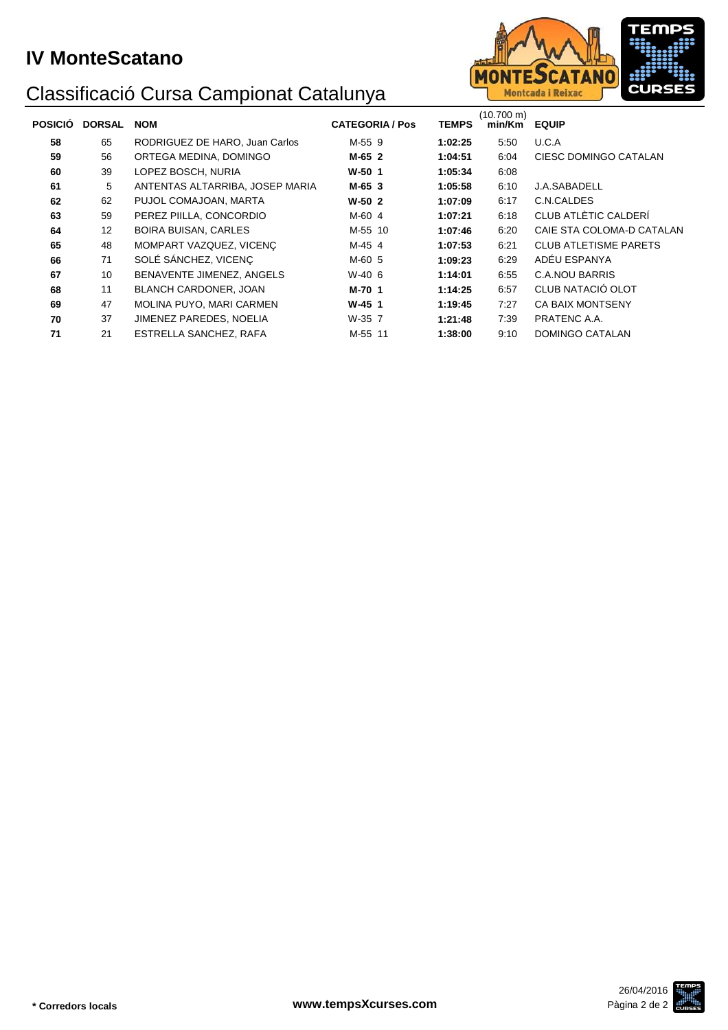# IV MonteScatano

## Classificació Cursa Campionat Catalunya

| POSICIÓ | DORSAL | NOM | CATEGORIA / Pos | TEMPS | (10.700 m) min/Km | EQUIP |
|---|---|---|---|---|---|---|
| **58** | 65 | RODRIGUEZ DE HARO, Juan Carlos | M-55 9 | **1:02:25** | 5:50 | U.C.A |
| **59** | 56 | ORTEGA MEDINA, DOMINGO | **M-65 2** | **1:04:51** | 6:04 | CIESC DOMINGO CATALAN |
| **60** | 39 | LOPEZ BOSCH, NURIA | **W-50 1** | **1:05:34** | 6:08 | |
| **61** | 5 | ANTENTAS ALTARRIBA, JOSEP MARIA | **M-65 3** | **1:05:58** | 6:10 | J.A.SABADELL |
| **62** | 62 | PUJOL COMAJOAN, MARTA | **W-50 2** | **1:07:09** | 6:17 | C.N.CALDES |
| **63** | 59 | PEREZ PIILLA, CONCORDIO | M-60 4 | **1:07:21** | 6:18 | CLUB ATLÈTIC CALDERÍ |
| **64** | 12 | BOIRA BUISAN, CARLES | M-55 10 | **1:07:46** | 6:20 | CAIE STA COLOMA-D CATALAN |
| **65** | 48 | MOMPART VAZQUEZ, VICENÇ | M-45 4 | **1:07:53** | 6:21 | CLUB ATLETISME PARETS |
| **66** | 71 | SOLÉ SÁNCHEZ, VICENÇ | M-60 5 | **1:09:23** | 6:29 | ADÉU ESPANYA |
| **67** | 10 | BENAVENTE JIMENEZ, ANGELS | W-40 6 | **1:14:01** | 6:55 | C.A.NOU BARRIS |
| **68** | 11 | BLANCH CARDONER, JOAN | **M-70 1** | **1:14:25** | 6:57 | CLUB NATACIÓ OLOT |
| **69** | 47 | MOLINA PUYO, MARI CARMEN | **W-45 1** | **1:19:45** | 7:27 | CA BAIX MONTSENY |
| **70** | 37 | JIMENEZ PAREDES, NOELIA | W-35 7 | **1:21:48** | 7:39 | PRATENC A.A. |
| **71** | 21 | ESTRELLA SANCHEZ, RAFA | M-55 11 | **1:38:00** | 9:10 | DOMINGO CATALAN |

**\* Corredors locals**

**www.tempsXcurses.com**

26/04/2016